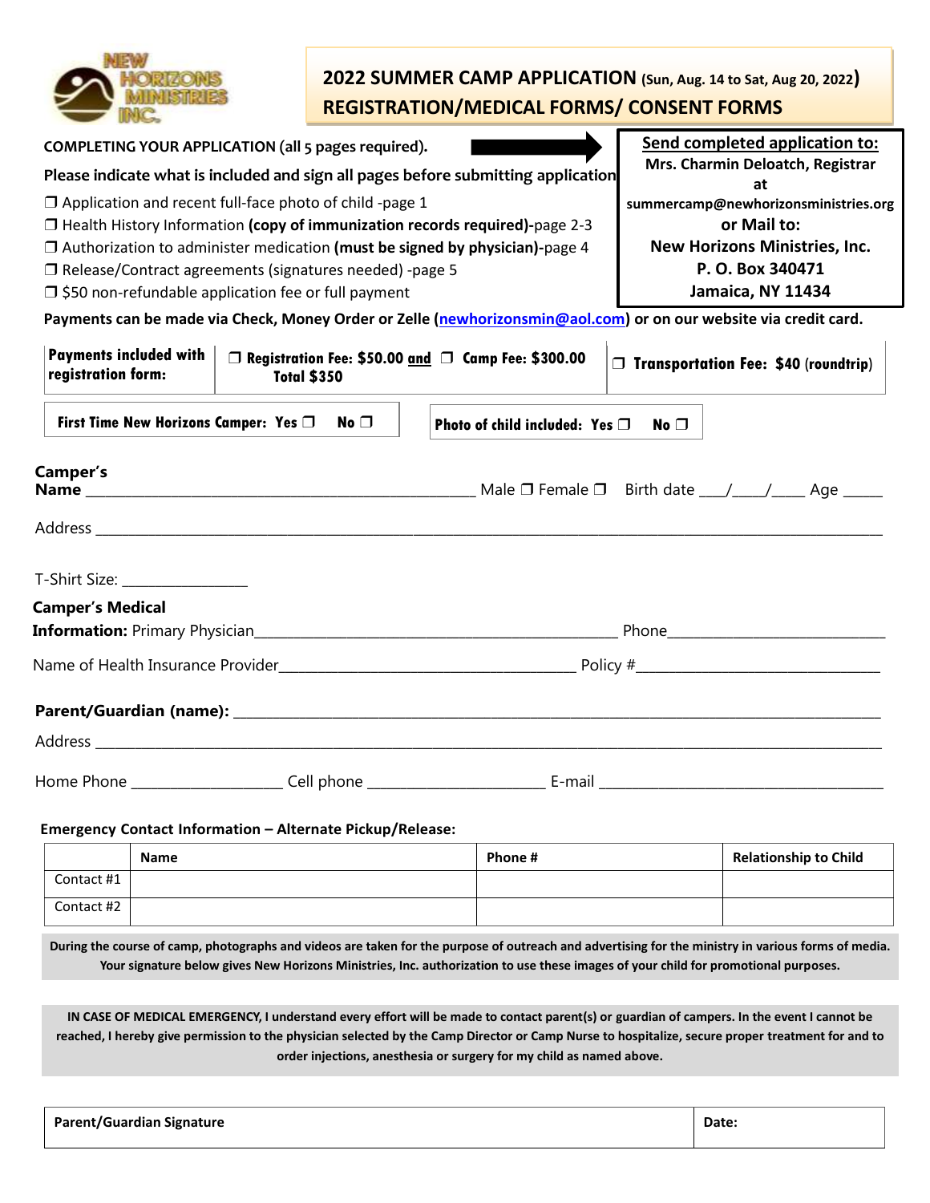# 2022 SUMMER CAMP APPLICATION (Sun, Aug. 14 to Sat, Aug 20, 2022)
## REGISTRATION/MEDICAL FORMS/ CONSENT FORMS

**COMPLETING YOUR APPLICATION (all 5 pages required).**

**Please indicate what is included and sign all pages before submitting application**

- ❒ Application and recent full-face photo of child -page 1
- ❒ Health History Information **(copy of immunization records required)-**page 2-3
- ❒ Authorization to administer medication **(must be signed by physician)-**page 4
- ❒ Release/Contract agreements (signatures needed) -page 5
- ❒ $50 non-refundable application fee or full payment

**Send completed application to:**
**Mrs. Charmin Deloatch, Registrar at**
**summercamp@newhorizonsministries.org**
**or Mail to:**
**New Horizons Ministries, Inc.**
**P. O. Box 340471**
**Jamaica, NY 11434**

**Payments can be made via Check, Money Order or Zelle (newhorizonsmin@aol.com) or on our website via credit card.**

| **Payments included with registration form:** | ❒ **Registration Fee: $50.00 and** ❒ **Camp Fee: $300.00 Total $350** | ❒ **Transportation Fee: $40 (roundtrip)** |
|---|---|---|

**First Time New Horizons Camper: Yes ❒ No ❒**  **Photo of child included: Yes ❒ No ❒**

**Camper's Name** ______________________ Male ❒ Female ❒ Birth date ___/___/___ Age _____

Address ______________________

T-Shirt Size: ____________

**Camper's Medical Information:** Primary Physician______________________ Phone______________

Name of Health Insurance Provider______________________ Policy #______________

**Parent/Guardian (name):** ______________________

Address ______________________

Home Phone __________ Cell phone __________ E-mail ______________

**Emergency Contact Information – Alternate Pickup/Release:**

| | **Name** | **Phone #** | **Relationship to Child** |
|---|---|---|---|
| Contact #1 | | | |
| Contact #2 | | | |

**During the course of camp, photographs and videos are taken for the purpose of outreach and advertising for the ministry in various forms of media. Your signature below gives New Horizons Ministries, Inc. authorization to use these images of your child for promotional purposes.**

**IN CASE OF MEDICAL EMERGENCY, I understand every effort will be made to contact parent(s) or guardian of campers. In the event I cannot be reached, I hereby give permission to the physician selected by the Camp Director or Camp Nurse to hospitalize, secure proper treatment for and to order injections, anesthesia or surgery for my child as named above.**

| **Parent/Guardian Signature** | **Date:** |
|---|---|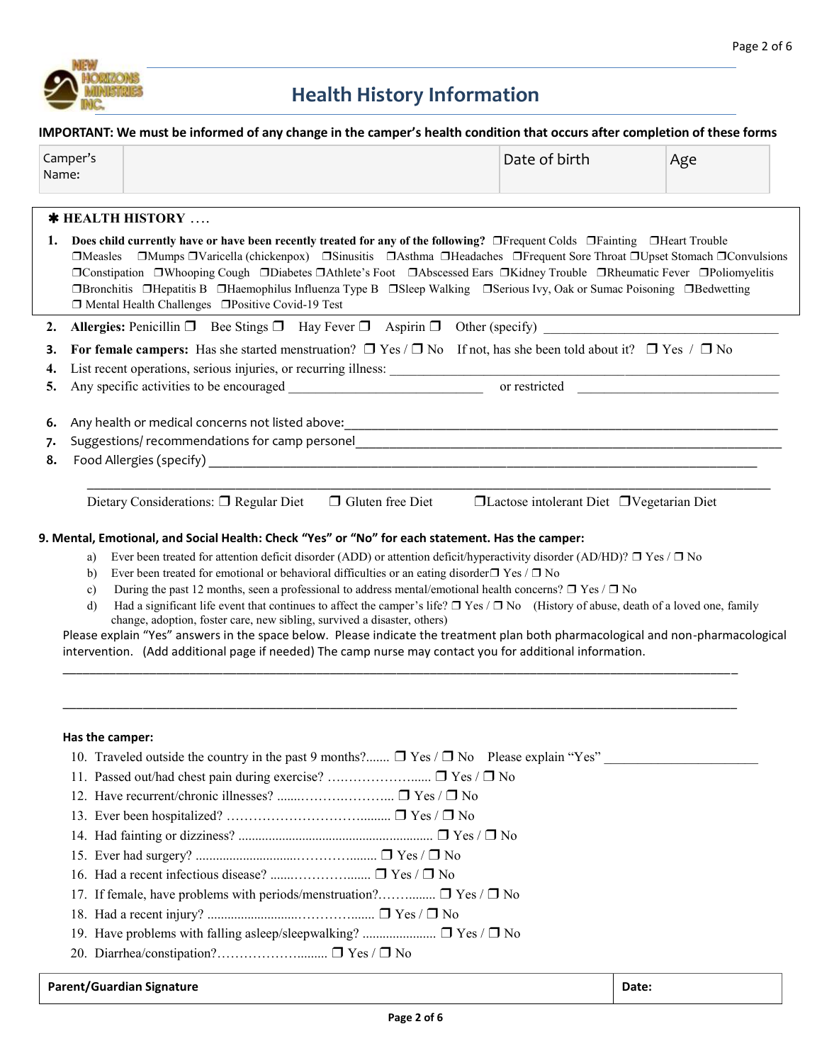# Health History Information

**IMPORTANT: We must be informed of any change in the camper's health condition that occurs after completion of these forms**

| Camper's Name: | | Date of birth | Age |
|---|---|---|---|

## ✱ HEALTH HISTORY ….

1. **Does child currently have or have been recently treated for any of the following?** ❒Frequent Colds ❒Fainting ❒Heart Trouble ❒Measles ❒Mumps ❒Varicella (chickenpox) ❒Sinusitis ❒Asthma ❒Headaches ❒Frequent Sore Throat ❒Upset Stomach ❒Convulsions ❒Constipation ❒Whooping Cough ❒Diabetes ❒Athlete's Foot ❒Abscessed Ears ❒Kidney Trouble ❒Rheumatic Fever ❒Poliomyelitis ❒Bronchitis ❒Hepatitis B ❒Haemophilus Influenza Type B ❒Sleep Walking ❒Serious Ivy, Oak or Sumac Poisoning ❒Bedwetting ❒ Mental Health Challenges ❒Positive Covid-19 Test
2. **Allergies:** Penicillin ❒ Bee Stings ❒ Hay Fever ❒ Aspirin ❒ Other (specify) ________________________________
3. **For female campers:** Has she started menstruation? ❒ Yes / ❒ No If not, has she been told about it? ❒ Yes / ❒ No
4. List recent operations, serious injuries, or recurring illness: ____________________________________________________________
5. Any specific activities to be encouraged ____________________________ or restricted ______________________________
6. Any health or medical concerns not listed above:_________________________________________________________________
7. Suggestions/ recommendations for camp personel___________________________________________________________________
8. Food Allergies (specify) _________________________________________________________________________________

_____________________________________________________________________________________________

Dietary Considerations: ❒ Regular Diet ❒ Gluten free Diet ❒Lactose intolerant Diet ❒Vegetarian Diet

**9. Mental, Emotional, and Social Health: Check "Yes" or "No" for each statement. Has the camper:**

a) Ever been treated for attention deficit disorder (ADD) or attention deficit/hyperactivity disorder (AD/HD)? ❒ Yes / ❒ No

b) Ever been treated for emotional or behavioral difficulties or an eating disorder❒ Yes / ❒ No

c) During the past 12 months, seen a professional to address mental/emotional health concerns? ❒ Yes / ❒ No

d) Had a significant life event that continues to affect the camper's life? ❒ Yes / ❒ No (History of abuse, death of a loved one, family change, adoption, foster care, new sibling, survived a disaster, others)

Please explain "Yes" answers in the space below. Please indicate the treatment plan both pharmacological and non-pharmacological intervention. (Add additional page if needed) The camp nurse may contact you for additional information.

_____________________________________________________________________________________________

_____________________________________________________________________________________________

**Has the camper:**

10. Traveled outside the country in the past 9 months?....... ❒ Yes / ❒ No Please explain "Yes" ______________________
11. Passed out/had chest pain during exercise? ….……………...... ❒ Yes / ❒ No
12. Have recurrent/chronic illnesses? .......……….……….... ❒ Yes / ❒ No
13. Ever been hospitalized? …………………………......... ❒ Yes / ❒ No
14. Had fainting or dizziness? .......................................................... ❒ Yes / ❒ No
15. Ever had surgery? ..............................………….......... ❒ Yes / ❒ No
16. Had a recent infectious disease? .......…………....... ❒ Yes / ❒ No
17. If female, have problems with periods/menstruation?……........ ❒ Yes / ❒ No
18. Had a recent injury? ...........................………….....… ❒ Yes / ❒ No
19. Have problems with falling asleep/sleepwalking? ...................... ❒ Yes / ❒ No
20. Diarrhea/constipation?……………….......... ❒ Yes / ❒ No

| Parent/Guardian Signature | Date: |
|---|---|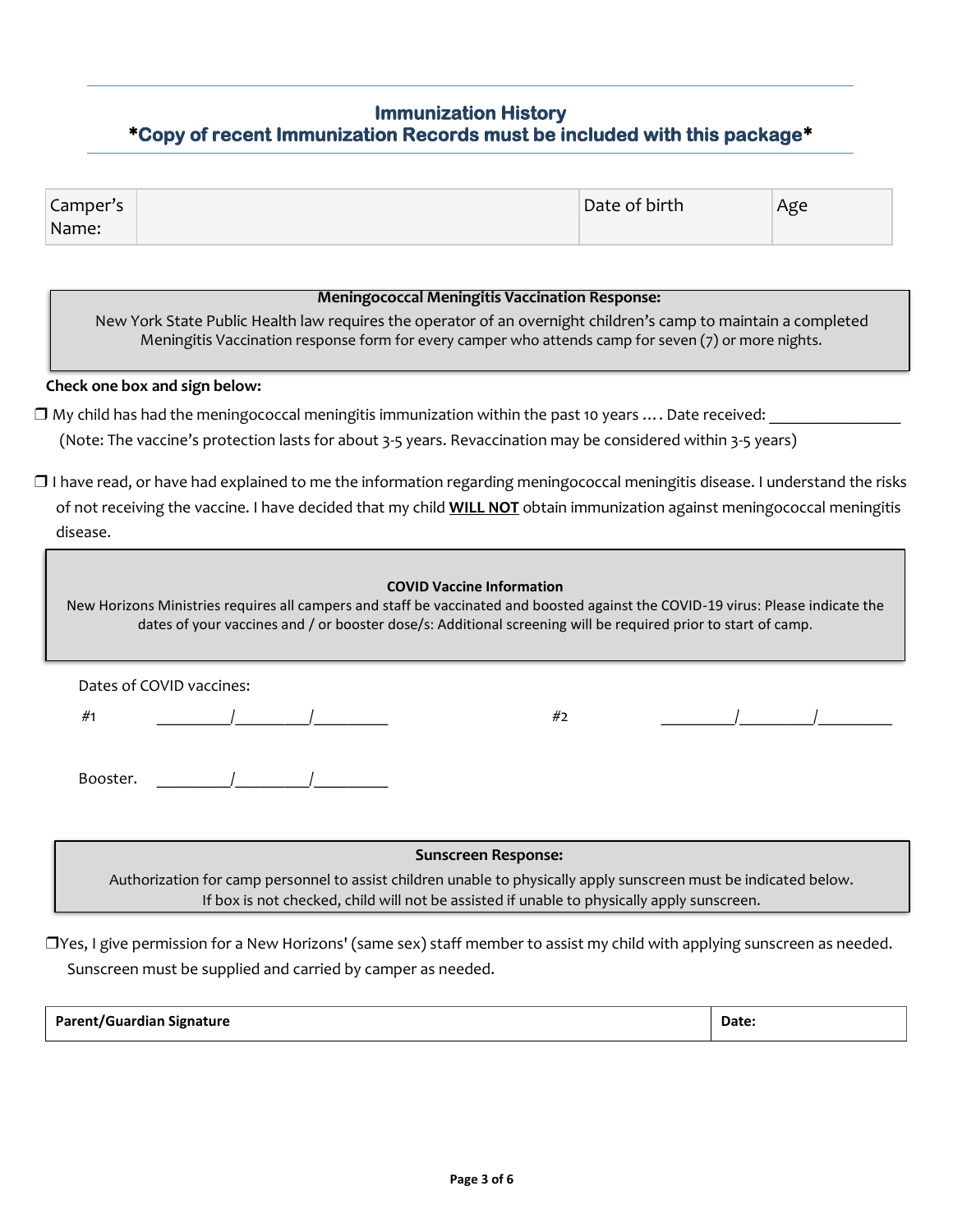## Immunization History
## *Copy of recent Immunization Records must be included with this package*

| Camper's Name: | | Date of birth | Age |
|---|---|---|---|

**Meningococcal Meningitis Vaccination Response:**

New York State Public Health law requires the operator of an overnight children's camp to maintain a completed Meningitis Vaccination response form for every camper who attends camp for seven (7) or more nights.

**Check one box and sign below:**

❒ My child has had the meningococcal meningitis immunization within the past 10 years …. Date received: _______________
(Note: The vaccine's protection lasts for about 3-5 years. Revaccination may be considered within 3-5 years)

❒ I have read, or have had explained to me the information regarding meningococcal meningitis disease. I understand the risks of not receiving the vaccine. I have decided that my child **WILL NOT** obtain immunization against meningococcal meningitis disease.

**COVID Vaccine Information**

New Horizons Ministries requires all campers and staff be vaccinated and boosted against the COVID-19 virus: Please indicate the dates of your vaccines and / or booster dose/s: Additional screening will be required prior to start of camp.

Dates of COVID vaccines:

#1 _________/_________/_________ #2 _________/_________/_________

Booster. _________/_________/_________

**Sunscreen Response:**

Authorization for camp personnel to assist children unable to physically apply sunscreen must be indicated below. If box is not checked, child will not be assisted if unable to physically apply sunscreen.

❒Yes, I give permission for a New Horizons' (same sex) staff member to assist my child with applying sunscreen as needed. Sunscreen must be supplied and carried by camper as needed.

| **Parent/Guardian Signature** | **Date:** |
|---|---|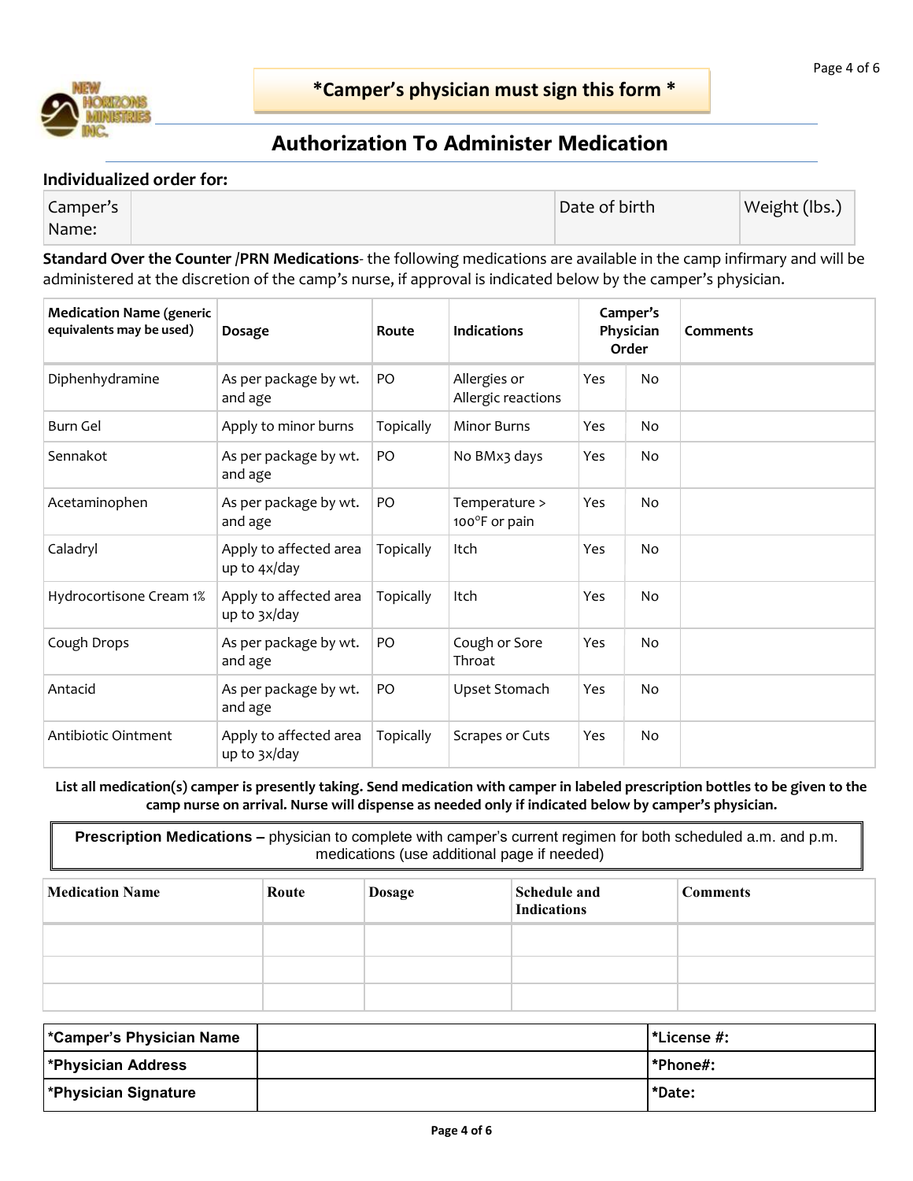**\*Camper's physician must sign this form \***

## Authorization To Administer Medication

**Individualized order for:**

| Camper's Name: | | Date of birth | Weight (lbs.) |
|---|---|---|---|

**Standard Over the Counter /PRN Medications**- the following medications are available in the camp infirmary and will be administered at the discretion of the camp's nurse, if approval is indicated below by the camper's physician.

| Medication Name (generic equivalents may be used) | Dosage | Route | Indications | Camper's Physician Order | | Comments |
|---|---|---|---|---|---|---|
| Diphenhydramine | As per package by wt. and age | PO | Allergies or Allergic reactions | Yes | No | |
| Burn Gel | Apply to minor burns | Topically | Minor Burns | Yes | No | |
| Sennakot | As per package by wt. and age | PO | No BMx3 days | Yes | No | |
| Acetaminophen | As per package by wt. and age | PO | Temperature > 100°F or pain | Yes | No | |
| Caladryl | Apply to affected area up to 4x/day | Topically | Itch | Yes | No | |
| Hydrocortisone Cream 1% | Apply to affected area up to 3x/day | Topically | Itch | Yes | No | |
| Cough Drops | As per package by wt. and age | PO | Cough or Sore Throat | Yes | No | |
| Antacid | As per package by wt. and age | PO | Upset Stomach | Yes | No | |
| Antibiotic Ointment | Apply to affected area up to 3x/day | Topically | Scrapes or Cuts | Yes | No | |

**List all medication(s) camper is presently taking. Send medication with camper in labeled prescription bottles to be given to the camp nurse on arrival. Nurse will dispense as needed only if indicated below by camper's physician.**

**Prescription Medications –** physician to complete with camper's current regimen for both scheduled a.m. and p.m. medications (use additional page if needed)

| Medication Name | Route | Dosage | Schedule and Indications | Comments |
|---|---|---|---|---|
| | | | | |
| | | | | |
| | | | | |

| *Camper's Physician Name | | *License #: |
|---|---|---|
| ***Physician Address** | | ***Phone#:** |
| ***Physician Signature** | | ***Date:** |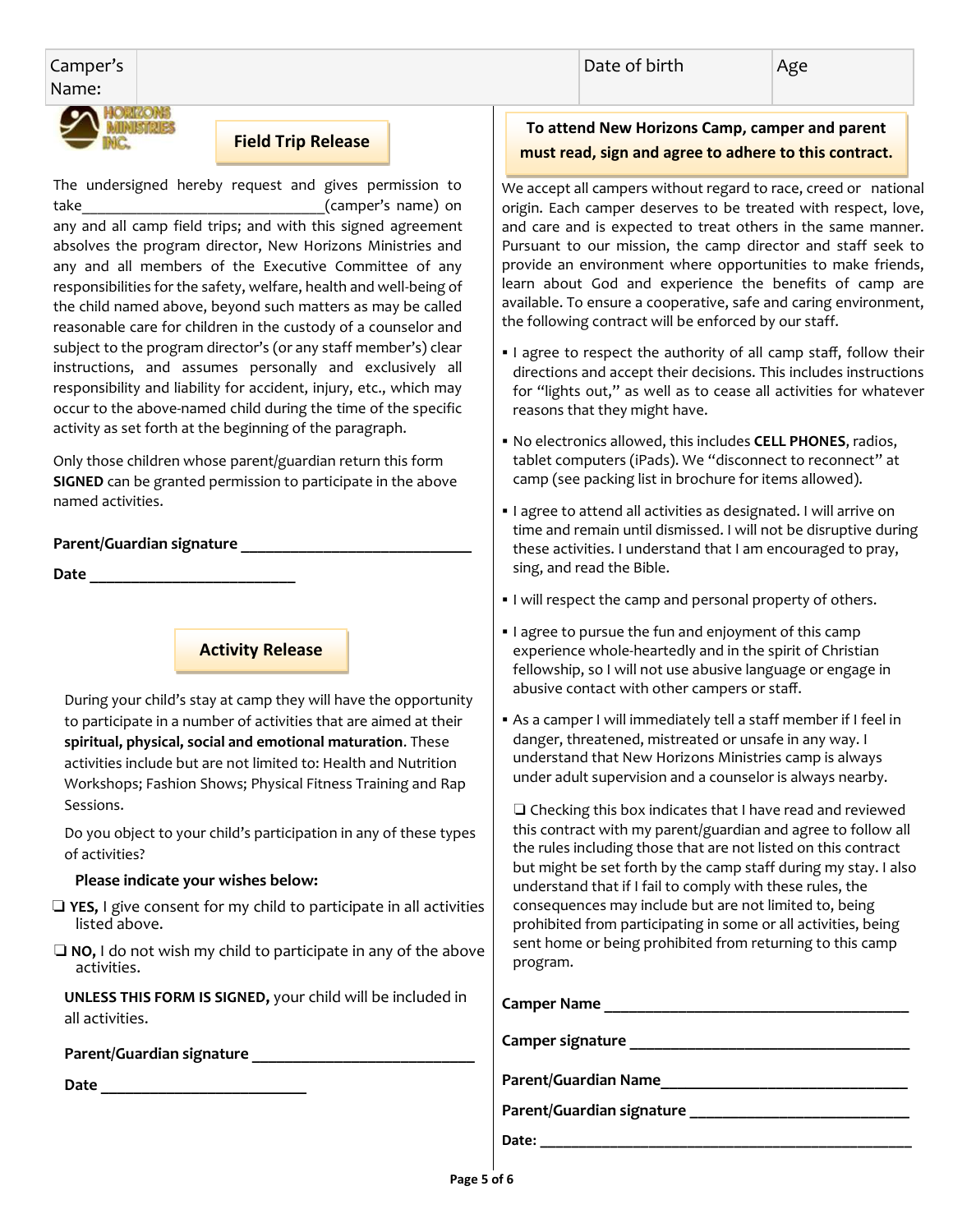| Camper's Name: | | Date of birth | Age |
| --- | --- | --- | --- |

HORIZONS MINISTRIES INC.

## Field Trip Release

The undersigned hereby request and gives permission to take_______________________________(camper's name) on any and all camp field trips; and with this signed agreement absolves the program director, New Horizons Ministries and any and all members of the Executive Committee of any responsibilities for the safety, welfare, health and well-being of the child named above, beyond such matters as may be called reasonable care for children in the custody of a counselor and subject to the program director's (or any staff member's) clear instructions, and assumes personally and exclusively all responsibility and liability for accident, injury, etc., which may occur to the above-named child during the time of the specific activity as set forth at the beginning of the paragraph.

Only those children whose parent/guardian return this form **SIGNED** can be granted permission to participate in the above named activities.

**Parent/Guardian signature** _____________________________

**Date** __________________________

## Activity Release

During your child's stay at camp they will have the opportunity to participate in a number of activities that are aimed at their **spiritual, physical, social and emotional maturation**. These activities include but are not limited to: Health and Nutrition Workshops; Fashion Shows; Physical Fitness Training and Rap Sessions.

Do you object to your child's participation in any of these types of activities?

**Please indicate your wishes below:**

❑ **YES,** I give consent for my child to participate in all activities listed above.

❑ **NO,** I do not wish my child to participate in any of the above activities.

**UNLESS THIS FORM IS SIGNED,** your child will be included in all activities.

**Parent/Guardian signature** ____________________________

**Date** __________________________

## To attend New Horizons Camp, camper and parent must read, sign and agree to adhere to this contract.

We accept all campers without regard to race, creed or national origin. Each camper deserves to be treated with respect, love, and care and is expected to treat others in the same manner. Pursuant to our mission, the camp director and staff seek to provide an environment where opportunities to make friends, learn about God and experience the benefits of camp are available. To ensure a cooperative, safe and caring environment, the following contract will be enforced by our staff.

- I agree to respect the authority of all camp staff, follow their directions and accept their decisions. This includes instructions for "lights out," as well as to cease all activities for whatever reasons that they might have.
- No electronics allowed, this includes **CELL PHONES**, radios, tablet computers (iPads). We "disconnect to reconnect" at camp (see packing list in brochure for items allowed).
- I agree to attend all activities as designated. I will arrive on time and remain until dismissed. I will not be disruptive during these activities. I understand that I am encouraged to pray, sing, and read the Bible.
- I will respect the camp and personal property of others.
- I agree to pursue the fun and enjoyment of this camp experience whole-heartedly and in the spirit of Christian fellowship, so I will not use abusive language or engage in abusive contact with other campers or staff.
- As a camper I will immediately tell a staff member if I feel in danger, threatened, mistreated or unsafe in any way. I understand that New Horizons Ministries camp is always under adult supervision and a counselor is always nearby.

❑ Checking this box indicates that I have read and reviewed this contract with my parent/guardian and agree to follow all the rules including those that are not listed on this contract but might be set forth by the camp staff during my stay. I also understand that if I fail to comply with these rules, the consequences may include but are not limited to, being prohibited from participating in some or all activities, being sent home or being prohibited from returning to this camp program.

**Camper Name** ______________________________________

**Camper signature** ___________________________________

**Parent/Guardian Name**_______________________________

**Parent/Guardian signature** ___________________________

**Date:** _____________________________________________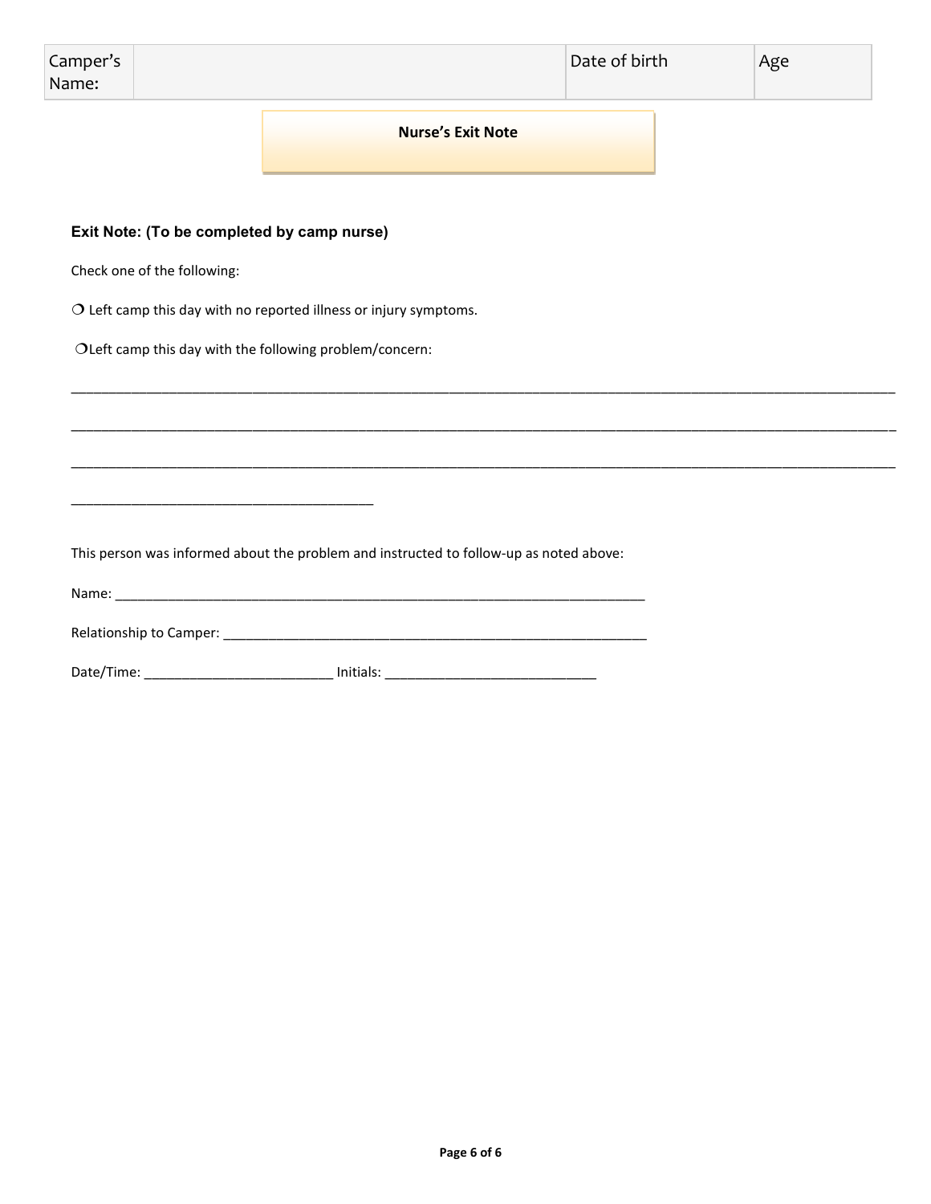| Camper's Name: | | Date of birth | Age |
| --- | --- | --- | --- |

**Nurse's Exit Note**

**Exit Note: (To be completed by camp nurse)**

Check one of the following:

❍ Left camp this day with no reported illness or injury symptoms.

❍Left camp this day with the following problem/concern:

_______________________________________________________________________________________________

_______________________________________________________________________________________________

_______________________________________________________________________________________________

____________________________________

This person was informed about the problem and instructed to follow-up as noted above:

Name: ______________________________________________________________________

Relationship to Camper: _______________________________________________________

Date/Time: _________________________ Initials: ____________________________